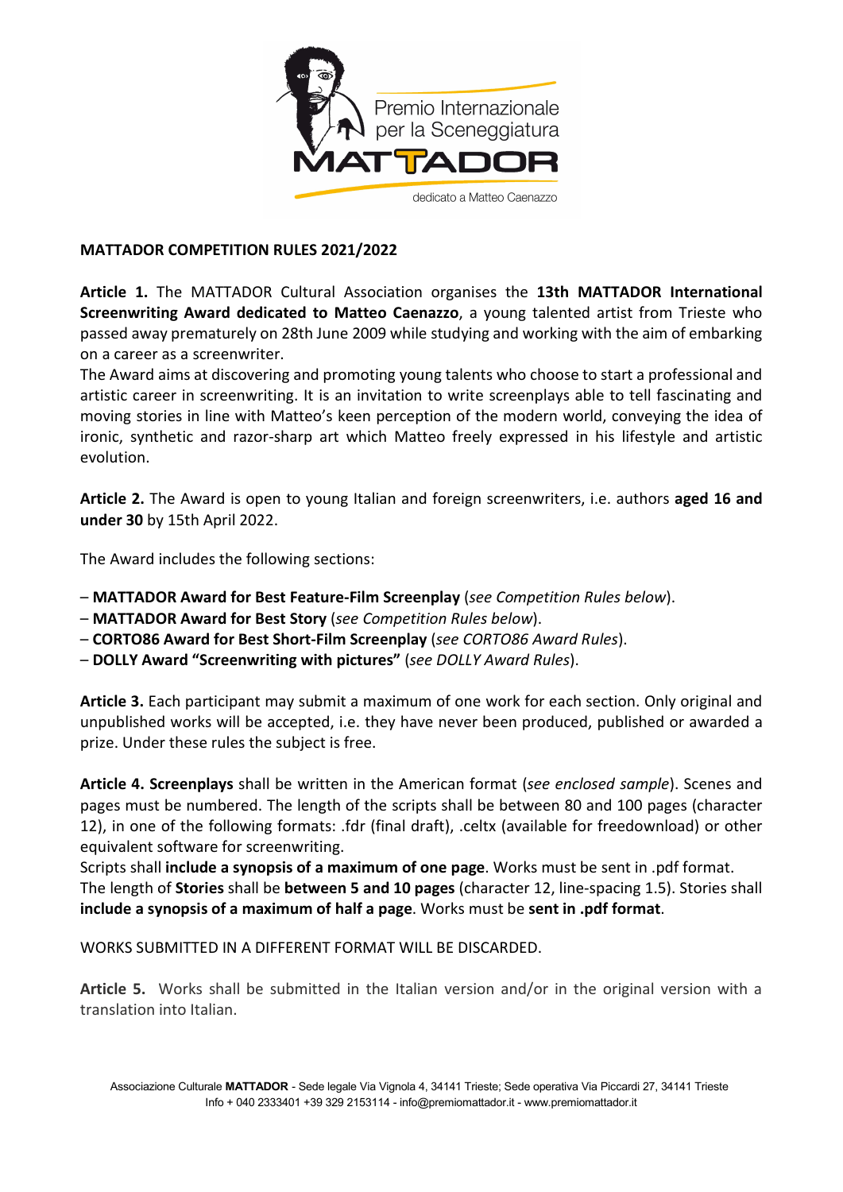Premio Internazionale per la Sceneggiatura MATTADOR dedicato a Matteo Caenazzo

**MATTADOR COMPETITION RULES 2021/2022**

**Article 1.** The MATTADOR Cultural Association organises the **13th MATTADOR International Screenwriting Award dedicated to Matteo Caenazzo**, a young talented artist from Trieste who passed away prematurely on 28th June 2009 while studying and working with the aim of embarking on a career as a screenwriter.

The Award aims at discovering and promoting young talents who choose to start a professional and artistic career in screenwriting. It is an invitation to write screenplays able to tell fascinating and moving stories in line with Matteo's keen perception of the modern world, conveying the idea of ironic, synthetic and razor-sharp art which Matteo freely expressed in his lifestyle and artistic evolution.

**Article 2.** The Award is open to young Italian and foreign screenwriters, i.e. authors **aged 16 and under 30** by 15th April 2022.

The Award includes the following sections:

– **MATTADOR Award for Best Feature-Film Screenplay** (*see Competition Rules below*).
– **MATTADOR Award for Best Story** (*see Competition Rules below*).
– **CORTO86 Award for Best Short-Film Screenplay** (*see CORTO86 Award Rules*).
– **DOLLY Award "Screenwriting with pictures"** (*see DOLLY Award Rules*).

**Article 3.** Each participant may submit a maximum of one work for each section. Only original and unpublished works will be accepted, i.e. they have never been produced, published or awarded a prize. Under these rules the subject is free.

**Article 4. Screenplays** shall be written in the American format (*see enclosed sample*). Scenes and pages must be numbered. The length of the scripts shall be between 80 and 100 pages (character 12), in one of the following formats: .fdr (final draft), .celtx (available for freedownload) or other equivalent software for screenwriting.

Scripts shall **include a synopsis of a maximum of one page**. Works must be sent in .pdf format.

The length of **Stories** shall be **between 5 and 10 pages** (character 12, line-spacing 1.5). Stories shall **include a synopsis of a maximum of half a page**. Works must be **sent in .pdf format**.

WORKS SUBMITTED IN A DIFFERENT FORMAT WILL BE DISCARDED.

**Article 5.** Works shall be submitted in the Italian version and/or in the original version with a translation into Italian.

Associazione Culturale **MATTADOR** - Sede legale Via Vignola 4, 34141 Trieste; Sede operativa Via Piccardi 27, 34141 Trieste
Info + 040 2333401 +39 329 2153114 - info@premiomattador.it - www.premiomattador.it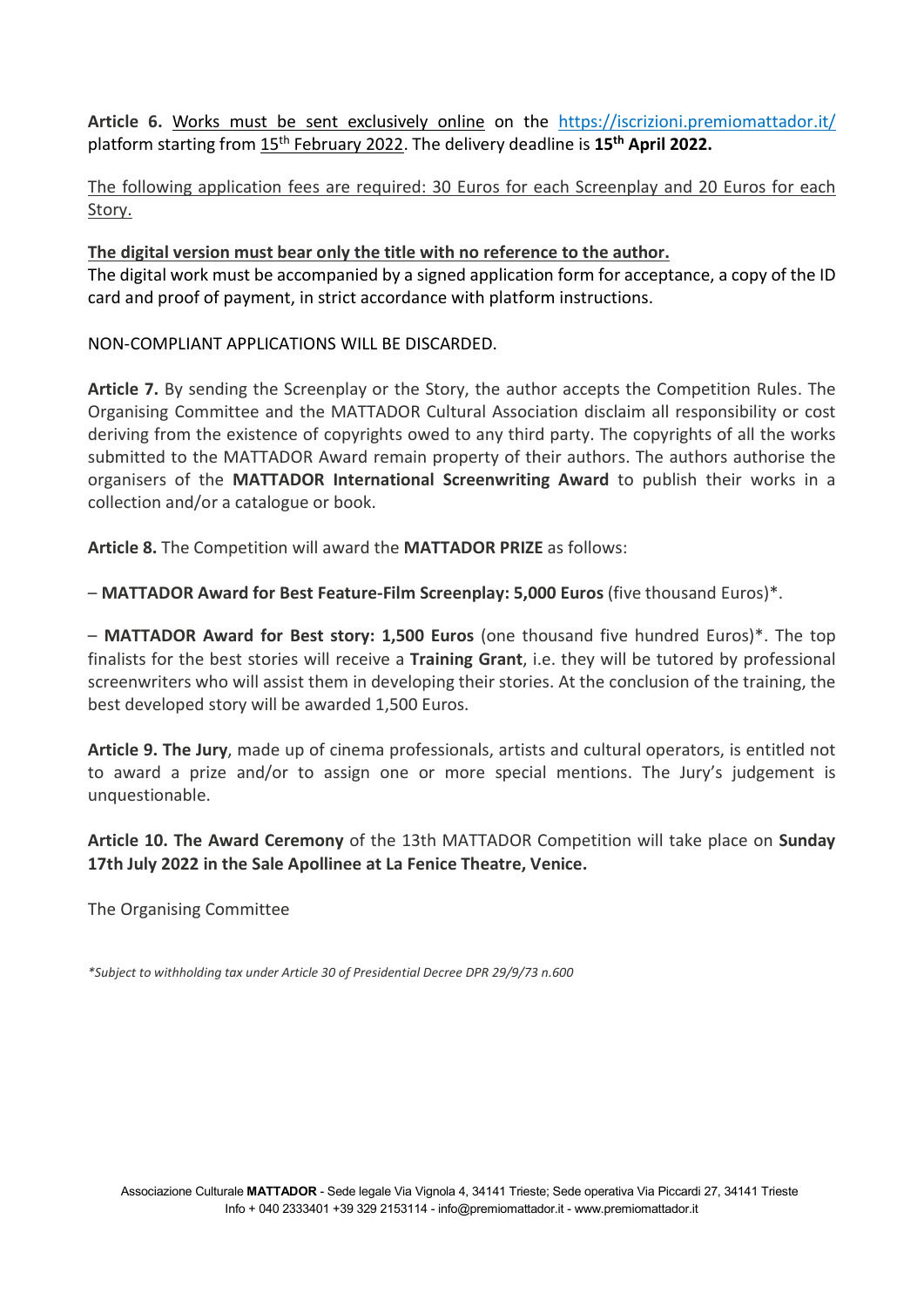**Article 6.** Works must be sent exclusively online on the https://iscrizioni.premiomattador.it/ platform starting from 15th February 2022. The delivery deadline is **15th April 2022.**

The following application fees are required: 30 Euros for each Screenplay and 20 Euros for each Story.

**The digital version must bear only the title with no reference to the author.**
The digital work must be accompanied by a signed application form for acceptance, a copy of the ID card and proof of payment, in strict accordance with platform instructions.

NON-COMPLIANT APPLICATIONS WILL BE DISCARDED.

**Article 7.** By sending the Screenplay or the Story, the author accepts the Competition Rules. The Organising Committee and the MATTADOR Cultural Association disclaim all responsibility or cost deriving from the existence of copyrights owed to any third party. The copyrights of all the works submitted to the MATTADOR Award remain property of their authors. The authors authorise the organisers of the **MATTADOR International Screenwriting Award** to publish their works in a collection and/or a catalogue or book.

**Article 8.** The Competition will award the **MATTADOR PRIZE** as follows:

– **MATTADOR Award for Best Feature-Film Screenplay: 5,000 Euros** (five thousand Euros)*.

– **MATTADOR Award for Best story: 1,500 Euros** (one thousand five hundred Euros)*. The top finalists for the best stories will receive a **Training Grant**, i.e. they will be tutored by professional screenwriters who will assist them in developing their stories. At the conclusion of the training, the best developed story will be awarded 1,500 Euros.

**Article 9. The Jury**, made up of cinema professionals, artists and cultural operators, is entitled not to award a prize and/or to assign one or more special mentions. The Jury's judgement is unquestionable.

**Article 10. The Award Ceremony** of the 13th MATTADOR Competition will take place on **Sunday 17th July 2022 in the Sale Apollinee at La Fenice Theatre, Venice.**

The Organising Committee

*\*Subject to withholding tax under Article 30 of Presidential Decree DPR 29/9/73 n.600*

Associazione Culturale **MATTADOR** - Sede legale Via Vignola 4, 34141 Trieste; Sede operativa Via Piccardi 27, 34141 Trieste
Info + 040 2333401 +39 329 2153114 - info@premiomattador.it - www.premiomattador.it